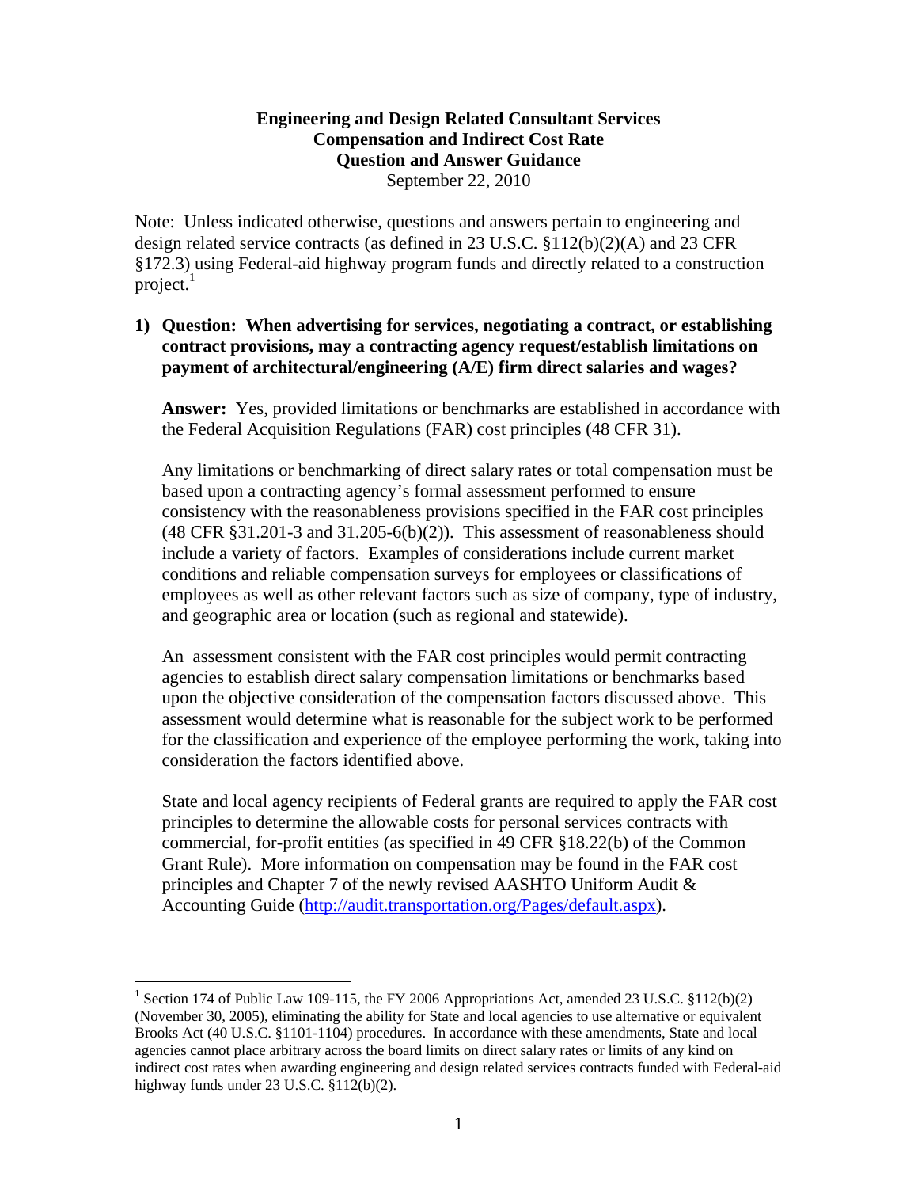**Engineering and Design Related Consultant Services**
**Compensation and Indirect Cost Rate**
**Question and Answer Guidance**
September 22, 2010

Note: Unless indicated otherwise, questions and answers pertain to engineering and design related service contracts (as defined in 23 U.S.C. §112(b)(2)(A) and 23 CFR §172.3) using Federal-aid highway program funds and directly related to a construction project.[1]

1) **Question: When advertising for services, negotiating a contract, or establishing contract provisions, may a contracting agency request/establish limitations on payment of architectural/engineering (A/E) firm direct salaries and wages?**

   **Answer:** Yes, provided limitations or benchmarks are established in accordance with the Federal Acquisition Regulations (FAR) cost principles (48 CFR 31).

   Any limitations or benchmarking of direct salary rates or total compensation must be based upon a contracting agency's formal assessment performed to ensure consistency with the reasonableness provisions specified in the FAR cost principles (48 CFR §31.201-3 and 31.205-6(b)(2)). This assessment of reasonableness should include a variety of factors. Examples of considerations include current market conditions and reliable compensation surveys for employees or classifications of employees as well as other relevant factors such as size of company, type of industry, and geographic area or location (such as regional and statewide).

   An assessment consistent with the FAR cost principles would permit contracting agencies to establish direct salary compensation limitations or benchmarks based upon the objective consideration of the compensation factors discussed above. This assessment would determine what is reasonable for the subject work to be performed for the classification and experience of the employee performing the work, taking into consideration the factors identified above.

   State and local agency recipients of Federal grants are required to apply the FAR cost principles to determine the allowable costs for personal services contracts with commercial, for-profit entities (as specified in 49 CFR §18.22(b) of the Common Grant Rule). More information on compensation may be found in the FAR cost principles and Chapter 7 of the newly revised AASHTO Uniform Audit & Accounting Guide (http://audit.transportation.org/Pages/default.aspx).

---

[1] Section 174 of Public Law 109-115, the FY 2006 Appropriations Act, amended 23 U.S.C. §112(b)(2) (November 30, 2005), eliminating the ability for State and local agencies to use alternative or equivalent Brooks Act (40 U.S.C. §1101-1104) procedures. In accordance with these amendments, State and local agencies cannot place arbitrary across the board limits on direct salary rates or limits of any kind on indirect cost rates when awarding engineering and design related services contracts funded with Federal-aid highway funds under 23 U.S.C. §112(b)(2).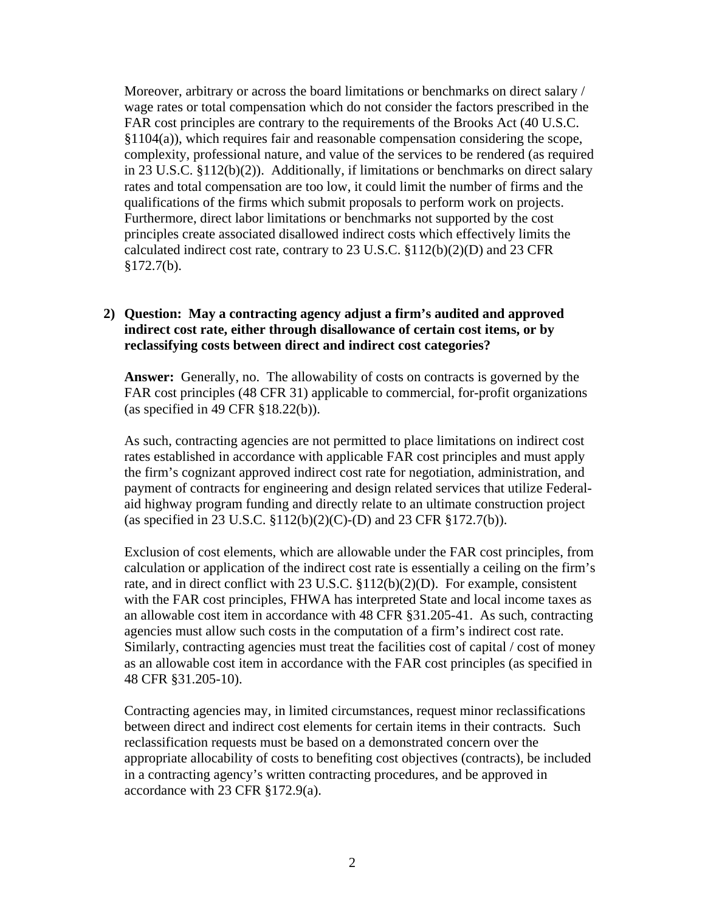Moreover, arbitrary or across the board limitations or benchmarks on direct salary / wage rates or total compensation which do not consider the factors prescribed in the FAR cost principles are contrary to the requirements of the Brooks Act (40 U.S.C. §1104(a)), which requires fair and reasonable compensation considering the scope, complexity, professional nature, and value of the services to be rendered (as required in 23 U.S.C. §112(b)(2)). Additionally, if limitations or benchmarks on direct salary rates and total compensation are too low, it could limit the number of firms and the qualifications of the firms which submit proposals to perform work on projects. Furthermore, direct labor limitations or benchmarks not supported by the cost principles create associated disallowed indirect costs which effectively limits the calculated indirect cost rate, contrary to 23 U.S.C. §112(b)(2)(D) and 23 CFR §172.7(b).

**2) Question: May a contracting agency adjust a firm's audited and approved indirect cost rate, either through disallowance of certain cost items, or by reclassifying costs between direct and indirect cost categories?**

**Answer:** Generally, no. The allowability of costs on contracts is governed by the FAR cost principles (48 CFR 31) applicable to commercial, for-profit organizations (as specified in 49 CFR §18.22(b)).

As such, contracting agencies are not permitted to place limitations on indirect cost rates established in accordance with applicable FAR cost principles and must apply the firm's cognizant approved indirect cost rate for negotiation, administration, and payment of contracts for engineering and design related services that utilize Federal-aid highway program funding and directly relate to an ultimate construction project (as specified in 23 U.S.C. §112(b)(2)(C)-(D) and 23 CFR §172.7(b)).

Exclusion of cost elements, which are allowable under the FAR cost principles, from calculation or application of the indirect cost rate is essentially a ceiling on the firm's rate, and in direct conflict with 23 U.S.C. §112(b)(2)(D). For example, consistent with the FAR cost principles, FHWA has interpreted State and local income taxes as an allowable cost item in accordance with 48 CFR §31.205-41. As such, contracting agencies must allow such costs in the computation of a firm's indirect cost rate. Similarly, contracting agencies must treat the facilities cost of capital / cost of money as an allowable cost item in accordance with the FAR cost principles (as specified in 48 CFR §31.205-10).

Contracting agencies may, in limited circumstances, request minor reclassifications between direct and indirect cost elements for certain items in their contracts. Such reclassification requests must be based on a demonstrated concern over the appropriate allocability of costs to benefiting cost objectives (contracts), be included in a contracting agency's written contracting procedures, and be approved in accordance with 23 CFR §172.9(a).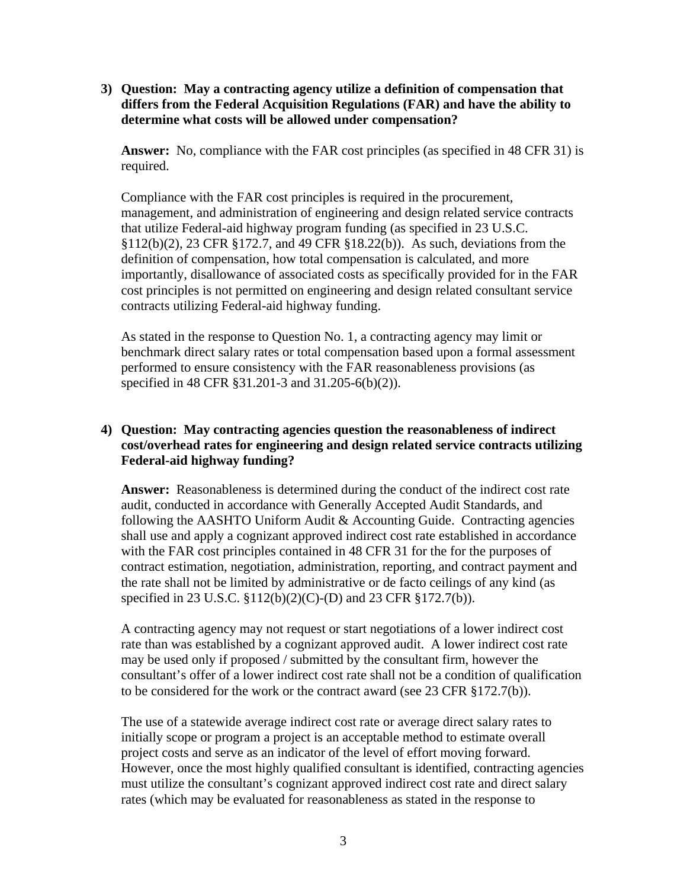3) **Question: May a contracting agency utilize a definition of compensation that differs from the Federal Acquisition Regulations (FAR) and have the ability to determine what costs will be allowed under compensation?**

   **Answer:** No, compliance with the FAR cost principles (as specified in 48 CFR 31) is required.

   Compliance with the FAR cost principles is required in the procurement, management, and administration of engineering and design related service contracts that utilize Federal-aid highway program funding (as specified in 23 U.S.C. §112(b)(2), 23 CFR §172.7, and 49 CFR §18.22(b)). As such, deviations from the definition of compensation, how total compensation is calculated, and more importantly, disallowance of associated costs as specifically provided for in the FAR cost principles is not permitted on engineering and design related consultant service contracts utilizing Federal-aid highway funding.

   As stated in the response to Question No. 1, a contracting agency may limit or benchmark direct salary rates or total compensation based upon a formal assessment performed to ensure consistency with the FAR reasonableness provisions (as specified in 48 CFR §31.201-3 and 31.205-6(b)(2)).

4) **Question: May contracting agencies question the reasonableness of indirect cost/overhead rates for engineering and design related service contracts utilizing Federal-aid highway funding?**

   **Answer:** Reasonableness is determined during the conduct of the indirect cost rate audit, conducted in accordance with Generally Accepted Audit Standards, and following the AASHTO Uniform Audit & Accounting Guide. Contracting agencies shall use and apply a cognizant approved indirect cost rate established in accordance with the FAR cost principles contained in 48 CFR 31 for the for the purposes of contract estimation, negotiation, administration, reporting, and contract payment and the rate shall not be limited by administrative or de facto ceilings of any kind (as specified in 23 U.S.C. §112(b)(2)(C)-(D) and 23 CFR §172.7(b)).

   A contracting agency may not request or start negotiations of a lower indirect cost rate than was established by a cognizant approved audit. A lower indirect cost rate may be used only if proposed / submitted by the consultant firm, however the consultant's offer of a lower indirect cost rate shall not be a condition of qualification to be considered for the work or the contract award (see 23 CFR §172.7(b)).

   The use of a statewide average indirect cost rate or average direct salary rates to initially scope or program a project is an acceptable method to estimate overall project costs and serve as an indicator of the level of effort moving forward. However, once the most highly qualified consultant is identified, contracting agencies must utilize the consultant's cognizant approved indirect cost rate and direct salary rates (which may be evaluated for reasonableness as stated in the response to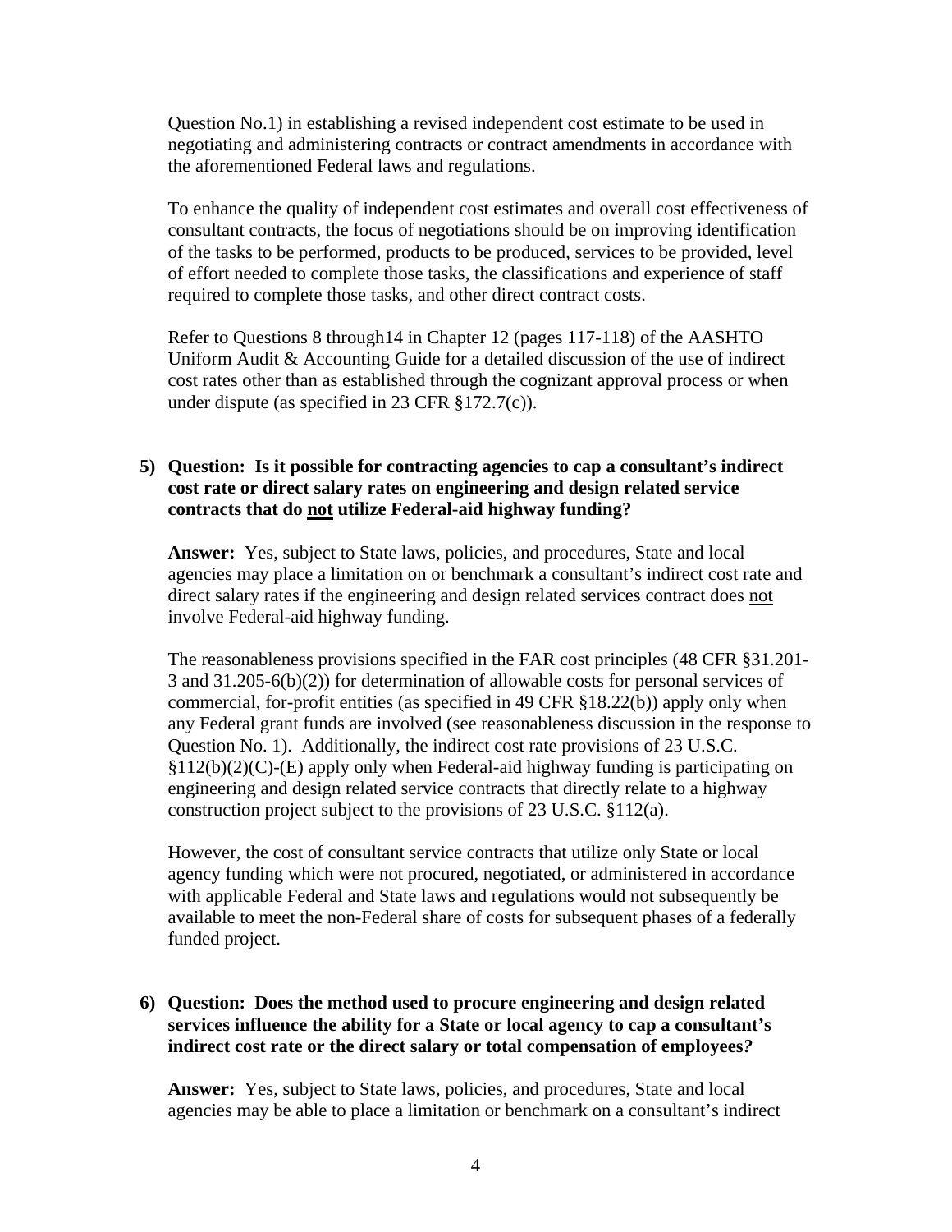Question No.1) in establishing a revised independent cost estimate to be used in negotiating and administering contracts or contract amendments in accordance with the aforementioned Federal laws and regulations.

To enhance the quality of independent cost estimates and overall cost effectiveness of consultant contracts, the focus of negotiations should be on improving identification of the tasks to be performed, products to be produced, services to be provided, level of effort needed to complete those tasks, the classifications and experience of staff required to complete those tasks, and other direct contract costs.

Refer to Questions 8 through14 in Chapter 12 (pages 117-118) of the AASHTO Uniform Audit & Accounting Guide for a detailed discussion of the use of indirect cost rates other than as established through the cognizant approval process or when under dispute (as specified in 23 CFR §172.7(c)).

**5) Question: Is it possible for contracting agencies to cap a consultant's indirect cost rate or direct salary rates on engineering and design related service contracts that do <u>not</u> utilize Federal-aid highway funding?**

**Answer:** Yes, subject to State laws, policies, and procedures, State and local agencies may place a limitation on or benchmark a consultant's indirect cost rate and direct salary rates if the engineering and design related services contract does <u>not</u> involve Federal-aid highway funding.

The reasonableness provisions specified in the FAR cost principles (48 CFR §31.201-3 and 31.205-6(b)(2)) for determination of allowable costs for personal services of commercial, for-profit entities (as specified in 49 CFR §18.22(b)) apply only when any Federal grant funds are involved (see reasonableness discussion in the response to Question No. 1). Additionally, the indirect cost rate provisions of 23 U.S.C. §112(b)(2)(C)-(E) apply only when Federal-aid highway funding is participating on engineering and design related service contracts that directly relate to a highway construction project subject to the provisions of 23 U.S.C. §112(a).

However, the cost of consultant service contracts that utilize only State or local agency funding which were not procured, negotiated, or administered in accordance with applicable Federal and State laws and regulations would not subsequently be available to meet the non-Federal share of costs for subsequent phases of a federally funded project.

**6) Question: Does the method used to procure engineering and design related services influence the ability for a State or local agency to cap a consultant's indirect cost rate or the direct salary or total compensation of employees?**

**Answer:** Yes, subject to State laws, policies, and procedures, State and local agencies may be able to place a limitation or benchmark on a consultant's indirect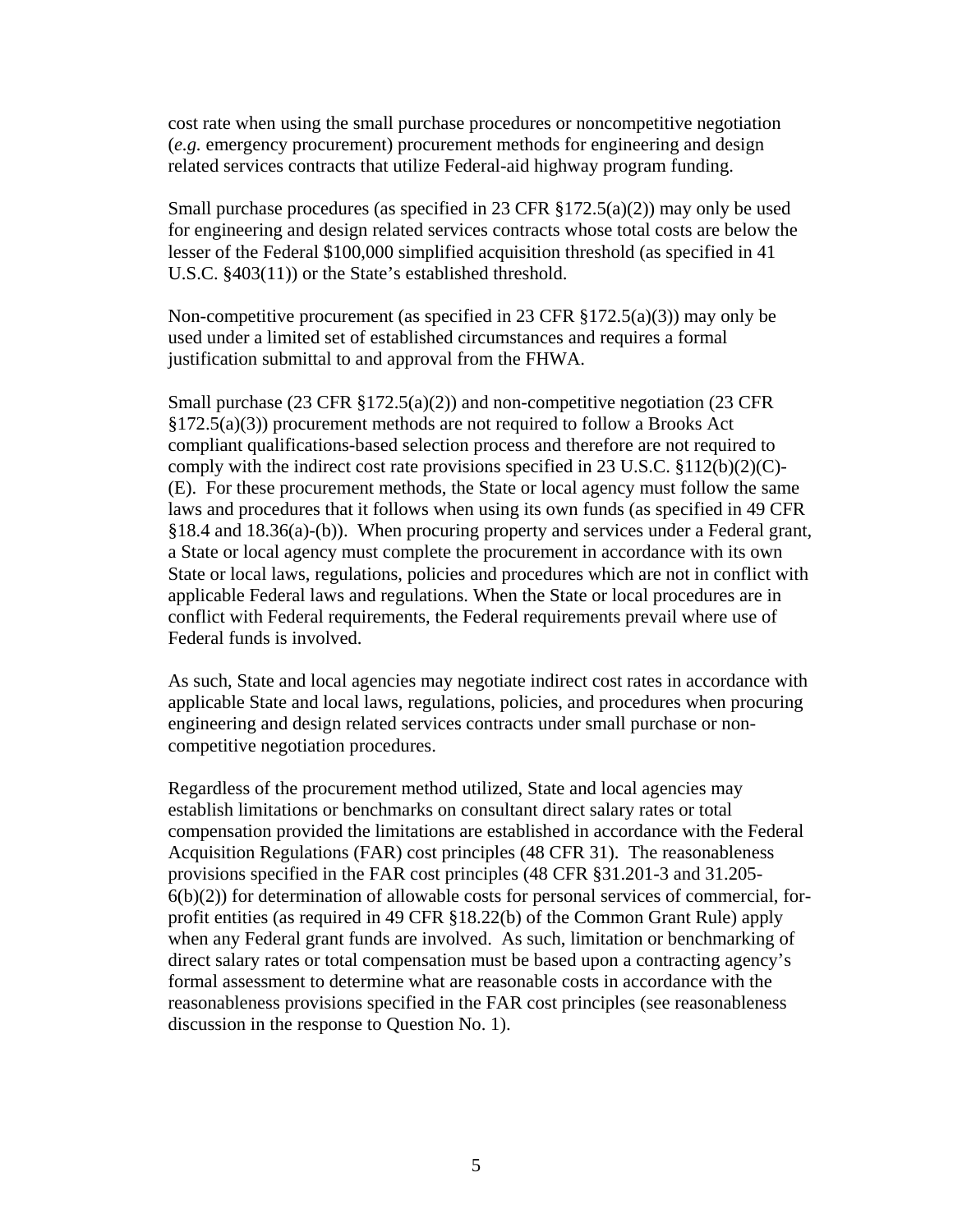cost rate when using the small purchase procedures or noncompetitive negotiation (*e.g.* emergency procurement) procurement methods for engineering and design related services contracts that utilize Federal-aid highway program funding.

Small purchase procedures (as specified in 23 CFR §172.5(a)(2)) may only be used for engineering and design related services contracts whose total costs are below the lesser of the Federal $100,000 simplified acquisition threshold (as specified in 41 U.S.C. §403(11)) or the State's established threshold.

Non-competitive procurement (as specified in 23 CFR §172.5(a)(3)) may only be used under a limited set of established circumstances and requires a formal justification submittal to and approval from the FHWA.

Small purchase (23 CFR §172.5(a)(2)) and non-competitive negotiation (23 CFR §172.5(a)(3)) procurement methods are not required to follow a Brooks Act compliant qualifications-based selection process and therefore are not required to comply with the indirect cost rate provisions specified in 23 U.S.C. §112(b)(2)(C)-(E). For these procurement methods, the State or local agency must follow the same laws and procedures that it follows when using its own funds (as specified in 49 CFR §18.4 and 18.36(a)-(b)). When procuring property and services under a Federal grant, a State or local agency must complete the procurement in accordance with its own State or local laws, regulations, policies and procedures which are not in conflict with applicable Federal laws and regulations. When the State or local procedures are in conflict with Federal requirements, the Federal requirements prevail where use of Federal funds is involved.

As such, State and local agencies may negotiate indirect cost rates in accordance with applicable State and local laws, regulations, policies, and procedures when procuring engineering and design related services contracts under small purchase or non-competitive negotiation procedures.

Regardless of the procurement method utilized, State and local agencies may establish limitations or benchmarks on consultant direct salary rates or total compensation provided the limitations are established in accordance with the Federal Acquisition Regulations (FAR) cost principles (48 CFR 31). The reasonableness provisions specified in the FAR cost principles (48 CFR §31.201-3 and 31.205-6(b)(2)) for determination of allowable costs for personal services of commercial, for-profit entities (as required in 49 CFR §18.22(b) of the Common Grant Rule) apply when any Federal grant funds are involved. As such, limitation or benchmarking of direct salary rates or total compensation must be based upon a contracting agency's formal assessment to determine what are reasonable costs in accordance with the reasonableness provisions specified in the FAR cost principles (see reasonableness discussion in the response to Question No. 1).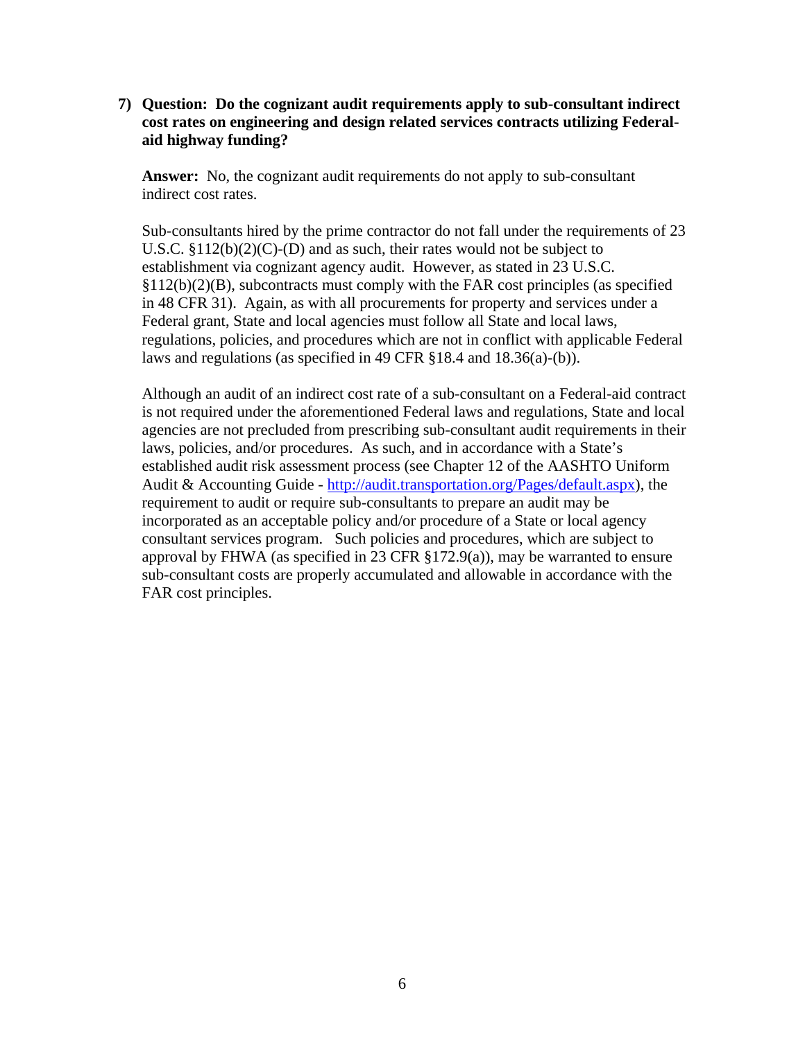**7) Question: Do the cognizant audit requirements apply to sub-consultant indirect cost rates on engineering and design related services contracts utilizing Federal-aid highway funding?**

**Answer:** No, the cognizant audit requirements do not apply to sub-consultant indirect cost rates.

Sub-consultants hired by the prime contractor do not fall under the requirements of 23 U.S.C. §112(b)(2)(C)-(D) and as such, their rates would not be subject to establishment via cognizant agency audit. However, as stated in 23 U.S.C. §112(b)(2)(B), subcontracts must comply with the FAR cost principles (as specified in 48 CFR 31). Again, as with all procurements for property and services under a Federal grant, State and local agencies must follow all State and local laws, regulations, policies, and procedures which are not in conflict with applicable Federal laws and regulations (as specified in 49 CFR §18.4 and 18.36(a)-(b)).

Although an audit of an indirect cost rate of a sub-consultant on a Federal-aid contract is not required under the aforementioned Federal laws and regulations, State and local agencies are not precluded from prescribing sub-consultant audit requirements in their laws, policies, and/or procedures. As such, and in accordance with a State's established audit risk assessment process (see Chapter 12 of the AASHTO Uniform Audit & Accounting Guide - http://audit.transportation.org/Pages/default.aspx), the requirement to audit or require sub-consultants to prepare an audit may be incorporated as an acceptable policy and/or procedure of a State or local agency consultant services program. Such policies and procedures, which are subject to approval by FHWA (as specified in 23 CFR §172.9(a)), may be warranted to ensure sub-consultant costs are properly accumulated and allowable in accordance with the FAR cost principles.